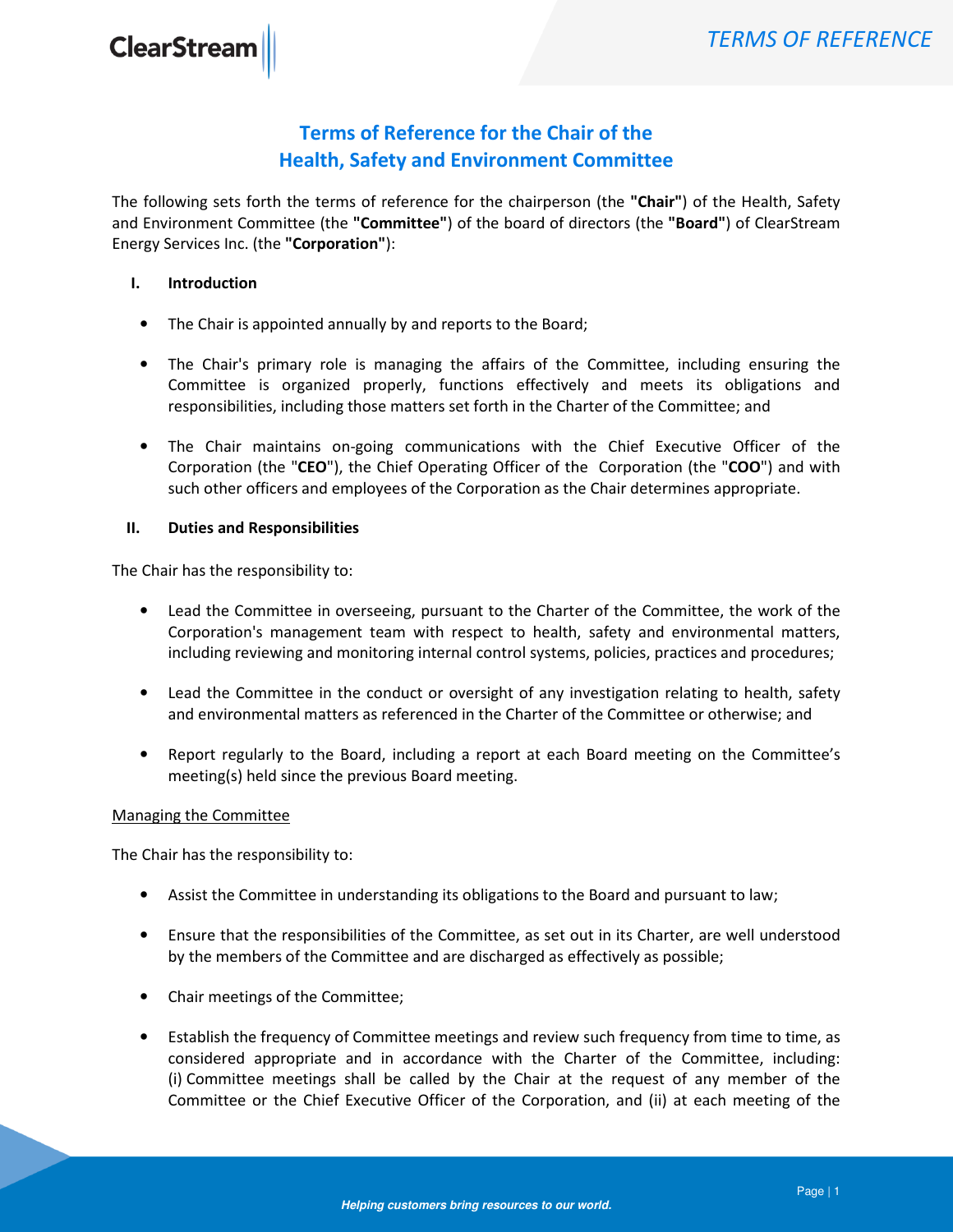# Terms of Reference for the Chair of the Health, Safety and Environment Committee

The following sets forth the terms of reference for the chairperson (the **"Chair"**) of the Health, Safety and Environment Committee (the **"Committee"**) of the board of directors (the **"Board"**) of ClearStream Energy Services Inc. (the **"Corporation"**):

## I. Introduction

- The Chair is appointed annually by and reports to the Board;
- The Chair's primary role is managing the affairs of the Committee, including ensuring the Committee is organized properly, functions effectively and meets its obligations and responsibilities, including those matters set forth in the Charter of the Committee; and
- The Chair maintains on-going communications with the Chief Executive Officer of the Corporation (the "**CEO**"), the Chief Operating Officer of the Corporation (the "**COO**") and with such other officers and employees of the Corporation as the Chair determines appropriate.

## II. Duties and Responsibilities

The Chair has the responsibility to:

- Lead the Committee in overseeing, pursuant to the Charter of the Committee, the work of the Corporation's management team with respect to health, safety and environmental matters, including reviewing and monitoring internal control systems, policies, practices and procedures;
- Lead the Committee in the conduct or oversight of any investigation relating to health, safety and environmental matters as referenced in the Charter of the Committee or otherwise; and
- Report regularly to the Board, including a report at each Board meeting on the Committee's meeting(s) held since the previous Board meeting.

<u>Managing the Committee</u>

The Chair has the responsibility to:

- Assist the Committee in understanding its obligations to the Board and pursuant to law;
- Ensure that the responsibilities of the Committee, as set out in its Charter, are well understood by the members of the Committee and are discharged as effectively as possible;
- Chair meetings of the Committee;
- Establish the frequency of Committee meetings and review such frequency from time to time, as considered appropriate and in accordance with the Charter of the Committee, including: (i) Committee meetings shall be called by the Chair at the request of any member of the Committee or the Chief Executive Officer of the Corporation, and (ii) at each meeting of the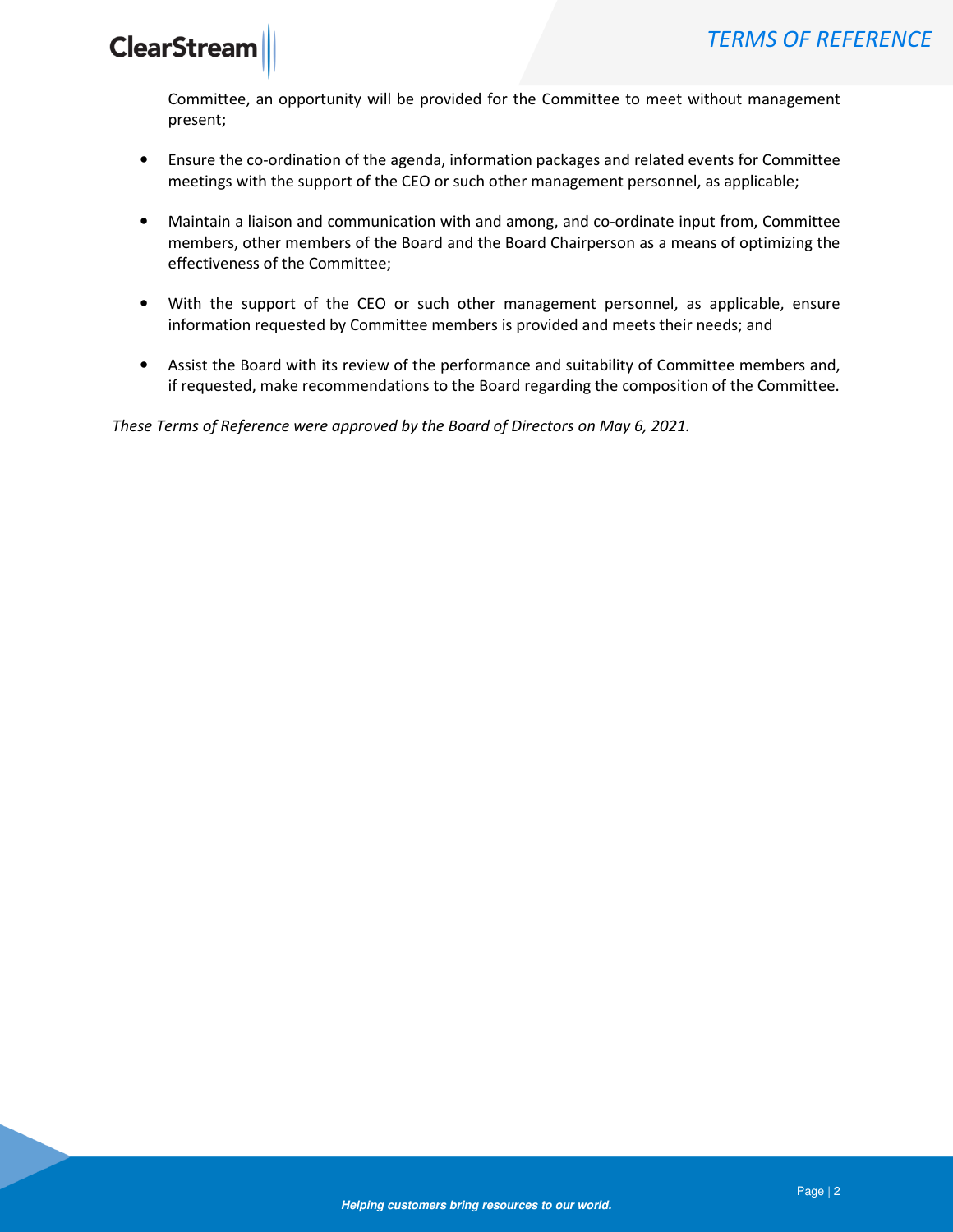Committee, an opportunity will be provided for the Committee to meet without management present;

- Ensure the co-ordination of the agenda, information packages and related events for Committee meetings with the support of the CEO or such other management personnel, as applicable;

- Maintain a liaison and communication with and among, and co-ordinate input from, Committee members, other members of the Board and the Board Chairperson as a means of optimizing the effectiveness of the Committee;

- With the support of the CEO or such other management personnel, as applicable, ensure information requested by Committee members is provided and meets their needs; and

- Assist the Board with its review of the performance and suitability of Committee members and, if requested, make recommendations to the Board regarding the composition of the Committee.

*These Terms of Reference were approved by the Board of Directors on May 6, 2021.*